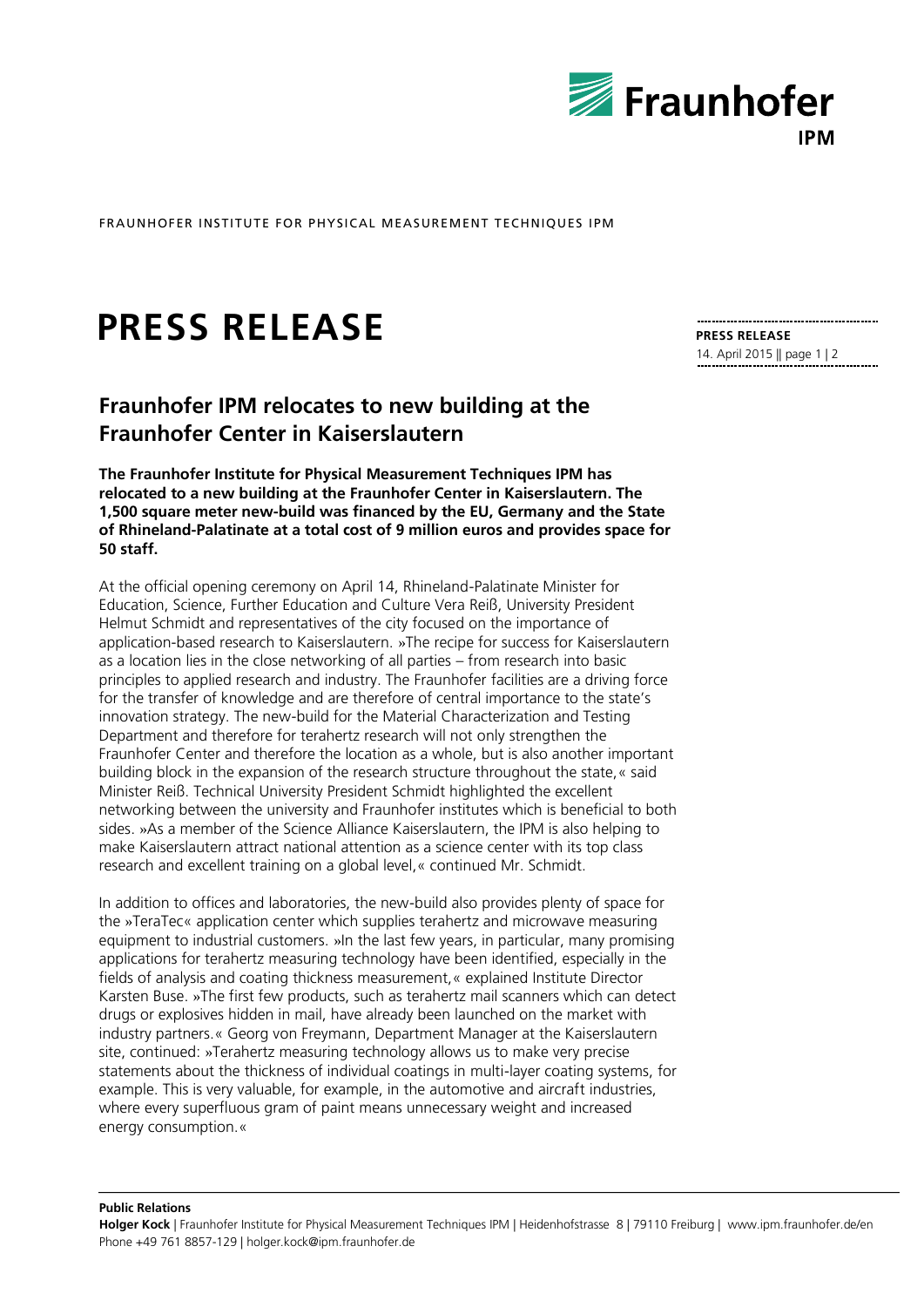FRAUNHOFER INSTITUTE FOR PHYSICAL MEASUREMENT TECHNIQUES IPM

# PRESS RELEASE

**PRESS RELEASE**
14. April 2015 || page 1 | 2

## Fraunhofer IPM relocates to new building at the Fraunhofer Center in Kaiserslautern

**The Fraunhofer Institute for Physical Measurement Techniques IPM has relocated to a new building at the Fraunhofer Center in Kaiserslautern. The 1,500 square meter new-build was financed by the EU, Germany and the State of Rhineland-Palatinate at a total cost of 9 million euros and provides space for 50 staff.**

At the official opening ceremony on April 14, Rhineland-Palatinate Minister for Education, Science, Further Education and Culture Vera Reiß, University President Helmut Schmidt and representatives of the city focused on the importance of application-based research to Kaiserslautern. »The recipe for success for Kaiserslautern as a location lies in the close networking of all parties – from research into basic principles to applied research and industry. The Fraunhofer facilities are a driving force for the transfer of knowledge and are therefore of central importance to the state's innovation strategy. The new-build for the Material Characterization and Testing Department and therefore for terahertz research will not only strengthen the Fraunhofer Center and therefore the location as a whole, but is also another important building block in the expansion of the research structure throughout the state,« said Minister Reiß. Technical University President Schmidt highlighted the excellent networking between the university and Fraunhofer institutes which is beneficial to both sides. »As a member of the Science Alliance Kaiserslautern, the IPM is also helping to make Kaiserslautern attract national attention as a science center with its top class research and excellent training on a global level,« continued Mr. Schmidt.

In addition to offices and laboratories, the new-build also provides plenty of space for the »TeraTec« application center which supplies terahertz and microwave measuring equipment to industrial customers. »In the last few years, in particular, many promising applications for terahertz measuring technology have been identified, especially in the fields of analysis and coating thickness measurement,« explained Institute Director Karsten Buse. »The first few products, such as terahertz mail scanners which can detect drugs or explosives hidden in mail, have already been launched on the market with industry partners.« Georg von Freymann, Department Manager at the Kaiserslautern site, continued: »Terahertz measuring technology allows us to make very precise statements about the thickness of individual coatings in multi-layer coating systems, for example. This is very valuable, for example, in the automotive and aircraft industries, where every superfluous gram of paint means unnecessary weight and increased energy consumption.«

**Public Relations**
**Holger Kock** | Fraunhofer Institute for Physical Measurement Techniques IPM | Heidenhofstrasse 8 | 79110 Freiburg | www.ipm.fraunhofer.de/en
Phone +49 761 8857-129 | holger.kock@ipm.fraunhofer.de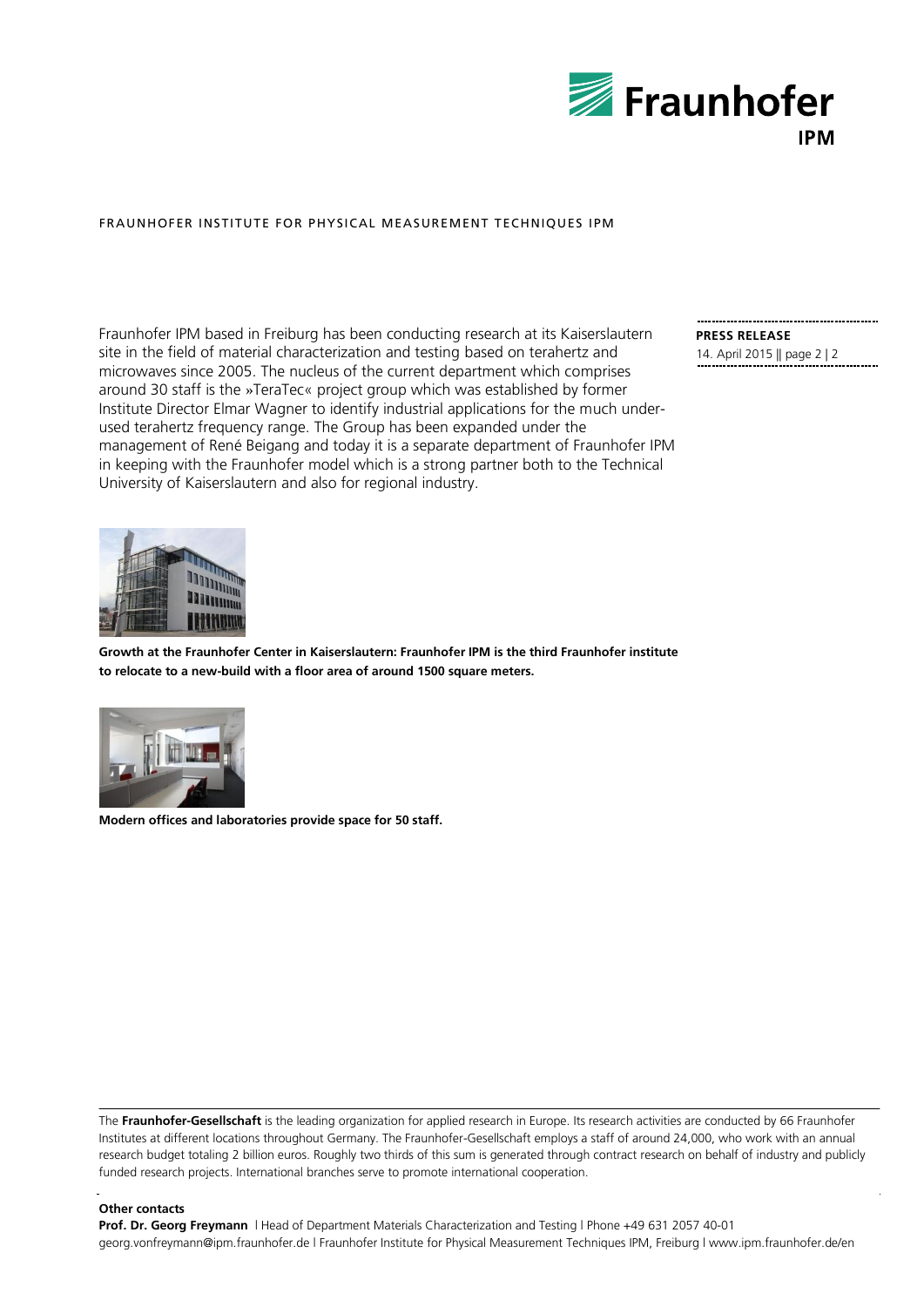Fraunhofer IPM based in Freiburg has been conducting research at its Kaiserslautern site in the field of material characterization and testing based on terahertz and microwaves since 2005. The nucleus of the current department which comprises around 30 staff is the »TeraTec« project group which was established by former Institute Director Elmar Wagner to identify industrial applications for the much under-used terahertz frequency range. The Group has been expanded under the management of René Beigang and today it is a separate department of Fraunhofer IPM in keeping with the Fraunhofer model which is a strong partner both to the Technical University of Kaiserslautern and also for regional industry.

**Growth at the Fraunhofer Center in Kaiserslautern: Fraunhofer IPM is the third Fraunhofer institute to relocate to a new-build with a floor area of around 1500 square meters.**

**Modern offices and laboratories provide space for 50 staff.**

The **Fraunhofer-Gesellschaft** is the leading organization for applied research in Europe. Its research activities are conducted by 66 Fraunhofer Institutes at different locations throughout Germany. The Fraunhofer-Gesellschaft employs a staff of around 24,000, who work with an annual research budget totaling 2 billion euros. Roughly two thirds of this sum is generated through contract research on behalf of industry and publicly funded research projects. International branches serve to promote international cooperation.

**Other contacts**

**Prof. Dr. Georg Freymann** | Head of Department Materials Characterization and Testing | Phone +49 631 2057 40-01
georg.vonfreymann@ipm.fraunhofer.de | Fraunhofer Institute for Physical Measurement Techniques IPM, Freiburg | www.ipm.fraunhofer.de/en